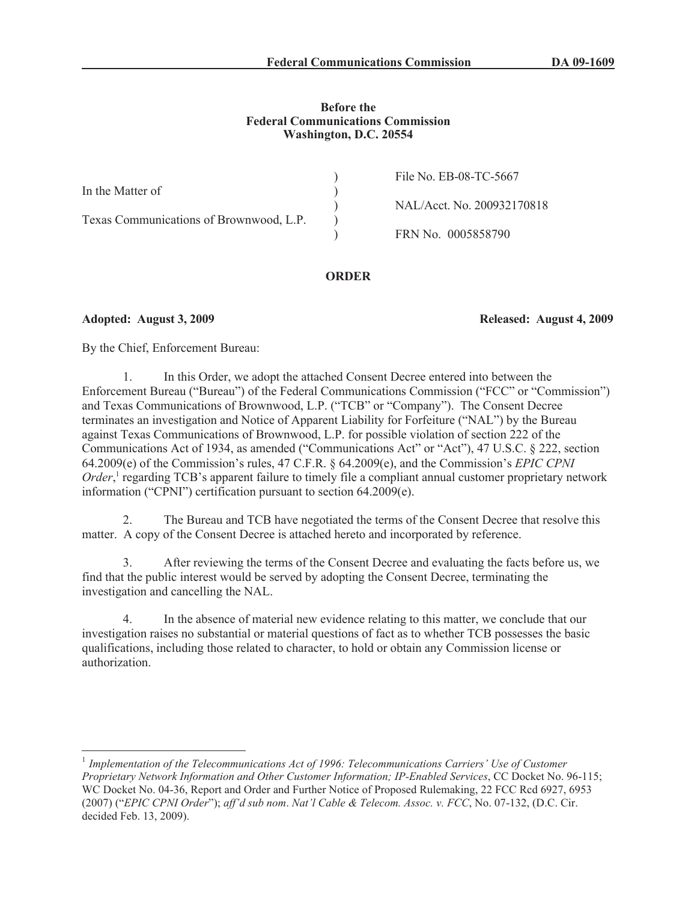**Before the**
**Federal Communications Commission**
**Washington, D.C. 20554**

| | | |
|---|---|---|
| In the Matter of | ) | File No. EB-08-TC-5667 |
| | ) | NAL/Acct. No. 200932170818 |
| Texas Communications of Brownwood, L.P. | ) | FRN No. 0005858790 |

## ORDER

**Adopted: August 3, 2009** **Released: August 4, 2009**

By the Chief, Enforcement Bureau:

1. In this Order, we adopt the attached Consent Decree entered into between the Enforcement Bureau ("Bureau") of the Federal Communications Commission ("FCC" or "Commission") and Texas Communications of Brownwood, L.P. ("TCB" or "Company"). The Consent Decree terminates an investigation and Notice of Apparent Liability for Forfeiture ("NAL") by the Bureau against Texas Communications of Brownwood, L.P. for possible violation of section 222 of the Communications Act of 1934, as amended ("Communications Act" or "Act"), 47 U.S.C. § 222, section 64.2009(e) of the Commission's rules, 47 C.F.R. § 64.2009(e), and the Commission's *EPIC CPNI Order*,[1] regarding TCB's apparent failure to timely file a compliant annual customer proprietary network information ("CPNI") certification pursuant to section 64.2009(e).

2. The Bureau and TCB have negotiated the terms of the Consent Decree that resolve this matter. A copy of the Consent Decree is attached hereto and incorporated by reference.

3. After reviewing the terms of the Consent Decree and evaluating the facts before us, we find that the public interest would be served by adopting the Consent Decree, terminating the investigation and cancelling the NAL.

4. In the absence of material new evidence relating to this matter, we conclude that our investigation raises no substantial or material questions of fact as to whether TCB possesses the basic qualifications, including those related to character, to hold or obtain any Commission license or authorization.

---

[1] *Implementation of the Telecommunications Act of 1996: Telecommunications Carriers' Use of Customer Proprietary Network Information and Other Customer Information; IP-Enabled Services*, CC Docket No. 96-115; WC Docket No. 04-36, Report and Order and Further Notice of Proposed Rulemaking, 22 FCC Rcd 6927, 6953 (2007) ("*EPIC CPNI Order*"); *aff'd sub nom*. *Nat'l Cable & Telecom. Assoc. v. FCC*, No. 07-132, (D.C. Cir. decided Feb. 13, 2009).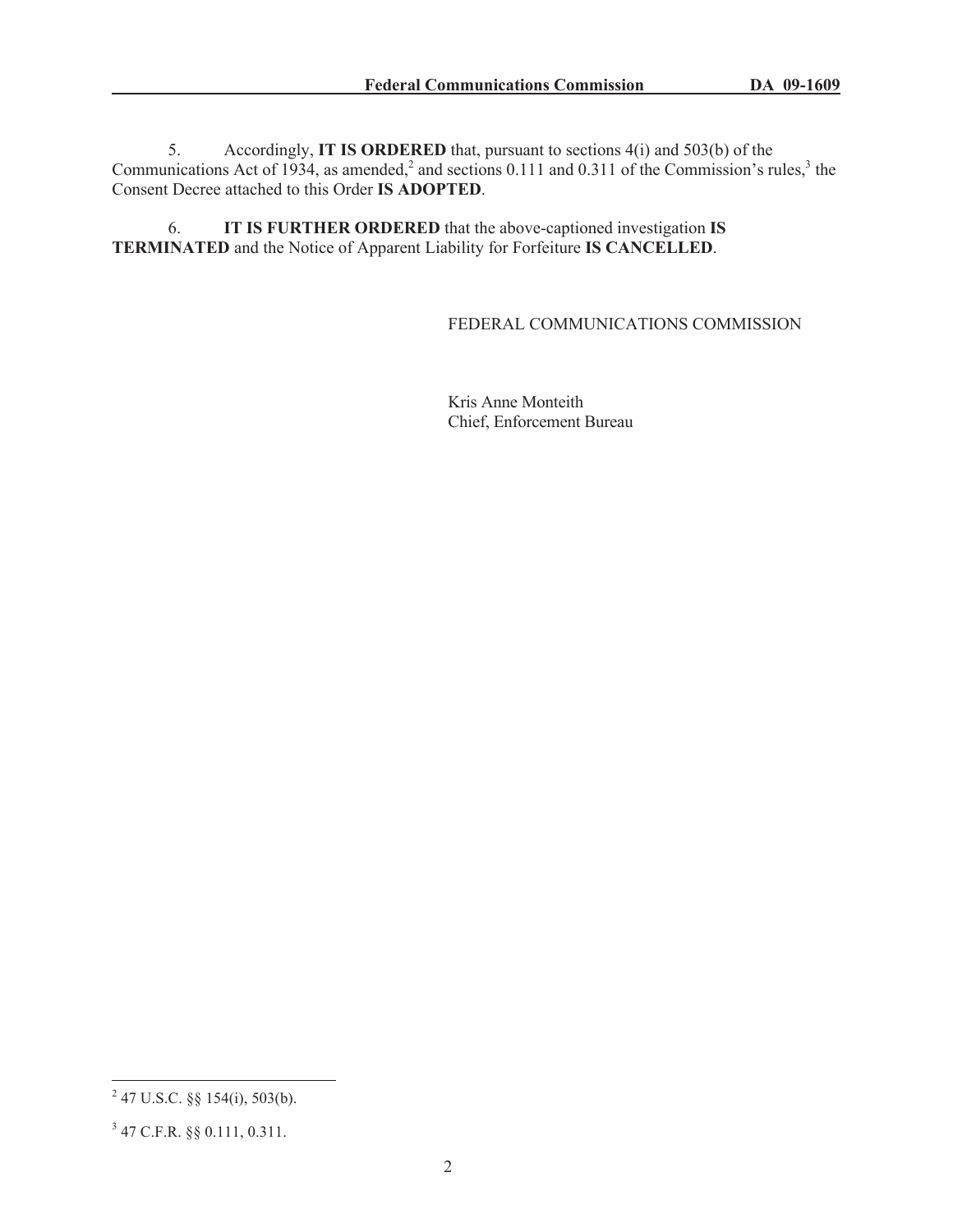5. Accordingly, **IT IS ORDERED** that, pursuant to sections 4(i) and 503(b) of the Communications Act of 1934, as amended,[2] and sections 0.111 and 0.311 of the Commission's rules,[3] the Consent Decree attached to this Order **IS ADOPTED**.

6. **IT IS FURTHER ORDERED** that the above-captioned investigation **IS TERMINATED** and the Notice of Apparent Liability for Forfeiture **IS CANCELLED**.

FEDERAL COMMUNICATIONS COMMISSION

Kris Anne Monteith
Chief, Enforcement Bureau

---

[2] 47 U.S.C. §§ 154(i), 503(b).

[3] 47 C.F.R. §§ 0.111, 0.311.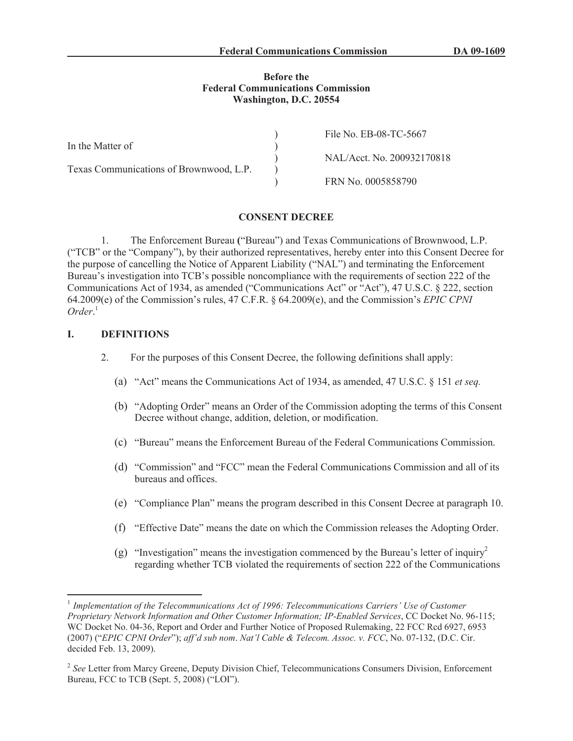**Federal Communications Commission DA 09-1609**

**Before the**
**Federal Communications Commission**
**Washington, D.C. 20554**

| | | |
|---|---|---|
| In the Matter of | ) | File No. EB-08-TC-5667 |
| | ) | |
| Texas Communications of Brownwood, L.P. | ) | NAL/Acct. No. 200932170818 |
| | ) | |
| | ) | FRN No. 0005858790 |

**CONSENT DECREE**

1. The Enforcement Bureau ("Bureau") and Texas Communications of Brownwood, L.P. ("TCB" or the "Company"), by their authorized representatives, hereby enter into this Consent Decree for the purpose of cancelling the Notice of Apparent Liability ("NAL") and terminating the Enforcement Bureau's investigation into TCB's possible noncompliance with the requirements of section 222 of the Communications Act of 1934, as amended ("Communications Act" or "Act"), 47 U.S.C. § 222, section 64.2009(e) of the Commission's rules, 47 C.F.R. § 64.2009(e), and the Commission's *EPIC CPNI Order*.[1]

## I. DEFINITIONS

2. For the purposes of this Consent Decree, the following definitions shall apply:

(a) "Act" means the Communications Act of 1934, as amended, 47 U.S.C. § 151 *et seq.*

(b) "Adopting Order" means an Order of the Commission adopting the terms of this Consent Decree without change, addition, deletion, or modification.

(c) "Bureau" means the Enforcement Bureau of the Federal Communications Commission.

(d) "Commission" and "FCC" mean the Federal Communications Commission and all of its bureaus and offices.

(e) "Compliance Plan" means the program described in this Consent Decree at paragraph 10.

(f) "Effective Date" means the date on which the Commission releases the Adopting Order.

(g) "Investigation" means the investigation commenced by the Bureau's letter of inquiry[2] regarding whether TCB violated the requirements of section 222 of the Communications

---

[1] *Implementation of the Telecommunications Act of 1996: Telecommunications Carriers' Use of Customer Proprietary Network Information and Other Customer Information; IP-Enabled Services*, CC Docket No. 96-115; WC Docket No. 04-36, Report and Order and Further Notice of Proposed Rulemaking, 22 FCC Rcd 6927, 6953 (2007) ("*EPIC CPNI Order*"); *aff'd sub nom*. *Nat'l Cable & Telecom. Assoc. v. FCC*, No. 07-132, (D.C. Cir. decided Feb. 13, 2009).

[2] *See* Letter from Marcy Greene, Deputy Division Chief, Telecommunications Consumers Division, Enforcement Bureau, FCC to TCB (Sept. 5, 2008) ("LOI").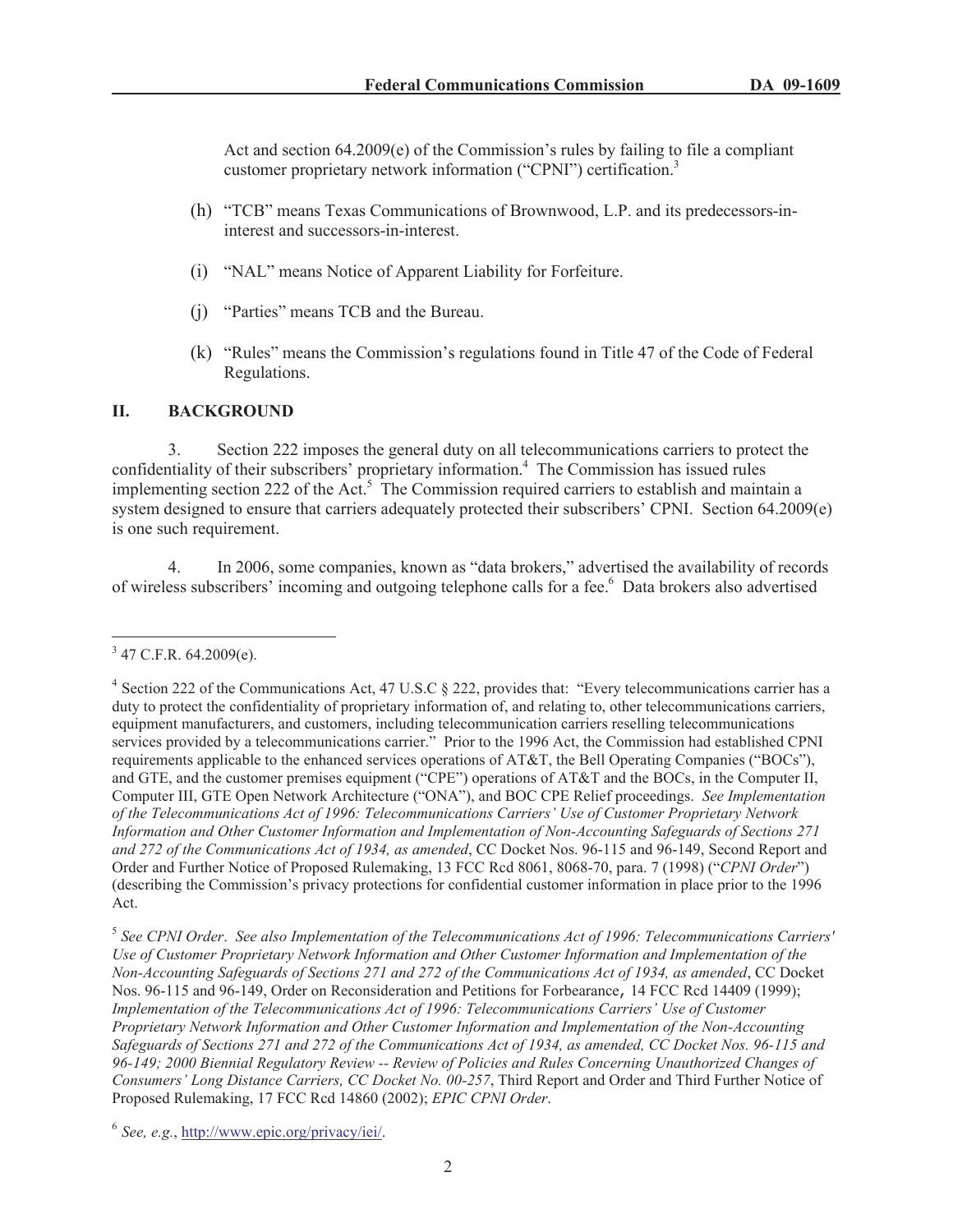Act and section 64.2009(e) of the Commission's rules by failing to file a compliant customer proprietary network information ("CPNI") certification.[3]

(h) "TCB" means Texas Communications of Brownwood, L.P. and its predecessors-in-interest and successors-in-interest.

(i) "NAL" means Notice of Apparent Liability for Forfeiture.

(j) "Parties" means TCB and the Bureau.

(k) "Rules" means the Commission's regulations found in Title 47 of the Code of Federal Regulations.

## II. BACKGROUND

3. Section 222 imposes the general duty on all telecommunications carriers to protect the confidentiality of their subscribers' proprietary information.[4] The Commission has issued rules implementing section 222 of the Act.[5] The Commission required carriers to establish and maintain a system designed to ensure that carriers adequately protected their subscribers' CPNI. Section 64.2009(e) is one such requirement.

4. In 2006, some companies, known as "data brokers," advertised the availability of records of wireless subscribers' incoming and outgoing telephone calls for a fee.[6] Data brokers also advertised

---

[3] 47 C.F.R. 64.2009(e).

[4] Section 222 of the Communications Act, 47 U.S.C § 222, provides that: "Every telecommunications carrier has a duty to protect the confidentiality of proprietary information of, and relating to, other telecommunications carriers, equipment manufacturers, and customers, including telecommunication carriers reselling telecommunications services provided by a telecommunications carrier." Prior to the 1996 Act, the Commission had established CPNI requirements applicable to the enhanced services operations of AT&T, the Bell Operating Companies ("BOCs"), and GTE, and the customer premises equipment ("CPE") operations of AT&T and the BOCs, in the Computer II, Computer III, GTE Open Network Architecture ("ONA"), and BOC CPE Relief proceedings. *See Implementation of the Telecommunications Act of 1996: Telecommunications Carriers' Use of Customer Proprietary Network Information and Other Customer Information and Implementation of Non-Accounting Safeguards of Sections 271 and 272 of the Communications Act of 1934, as amended*, CC Docket Nos. 96-115 and 96-149, Second Report and Order and Further Notice of Proposed Rulemaking, 13 FCC Rcd 8061, 8068-70, para. 7 (1998) ("*CPNI Order*") (describing the Commission's privacy protections for confidential customer information in place prior to the 1996 Act.

[5] *See CPNI Order*. *See also Implementation of the Telecommunications Act of 1996: Telecommunications Carriers' Use of Customer Proprietary Network Information and Other Customer Information and Implementation of the Non-Accounting Safeguards of Sections 271 and 272 of the Communications Act of 1934, as amended*, CC Docket Nos. 96-115 and 96-149, Order on Reconsideration and Petitions for Forbearance, 14 FCC Rcd 14409 (1999); *Implementation of the Telecommunications Act of 1996: Telecommunications Carriers' Use of Customer Proprietary Network Information and Other Customer Information and Implementation of the Non-Accounting Safeguards of Sections 271 and 272 of the Communications Act of 1934, as amended, CC Docket Nos. 96-115 and 96-149; 2000 Biennial Regulatory Review -- Review of Policies and Rules Concerning Unauthorized Changes of Consumers' Long Distance Carriers, CC Docket No. 00-257*, Third Report and Order and Third Further Notice of Proposed Rulemaking, 17 FCC Rcd 14860 (2002); *EPIC CPNI Order*.

[6] *See, e.g.*, http://www.epic.org/privacy/iei/.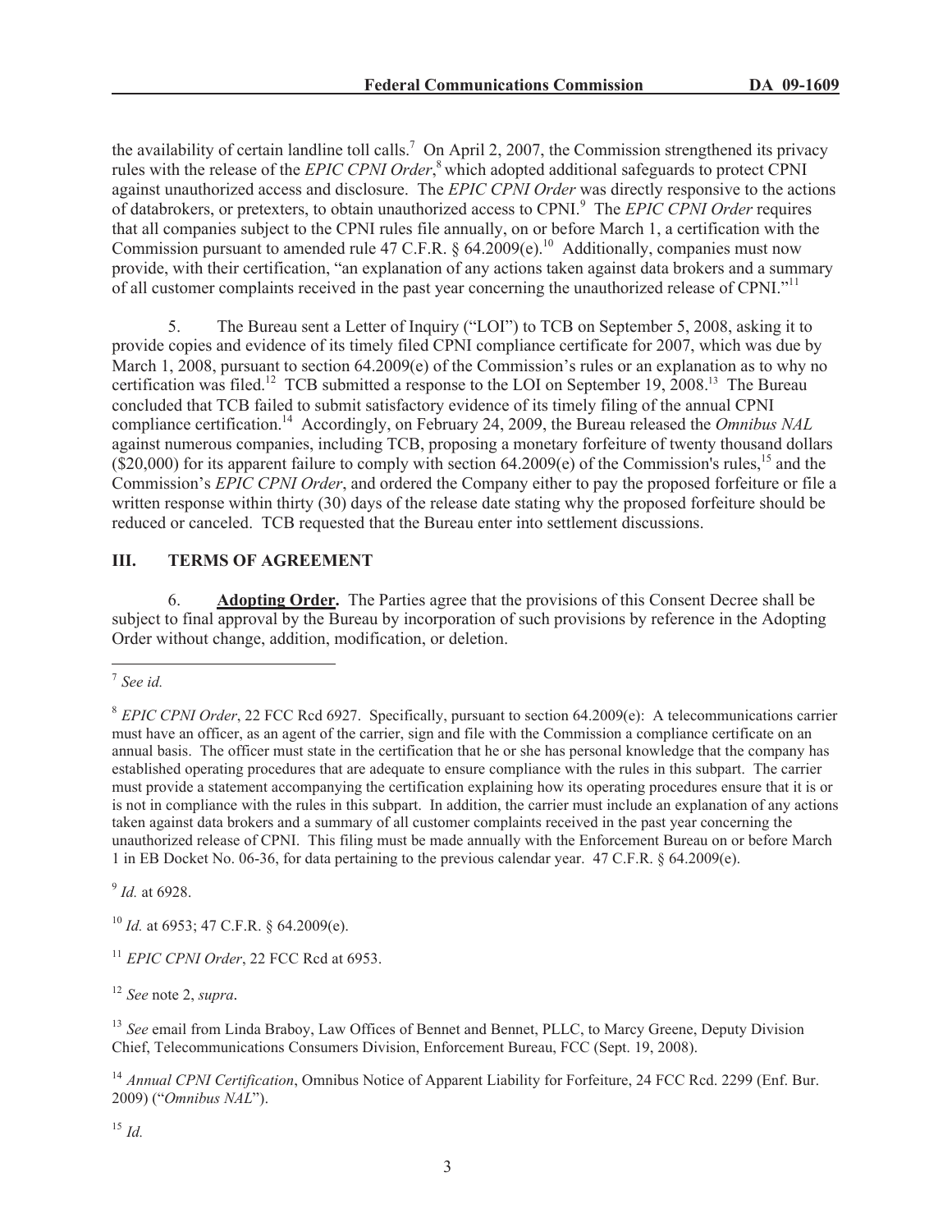the availability of certain landline toll calls.[7] On April 2, 2007, the Commission strengthened its privacy rules with the release of the *EPIC CPNI Order*,[8] which adopted additional safeguards to protect CPNI against unauthorized access and disclosure. The *EPIC CPNI Order* was directly responsive to the actions of databrokers, or pretexters, to obtain unauthorized access to CPNI.[9] The *EPIC CPNI Order* requires that all companies subject to the CPNI rules file annually, on or before March 1, a certification with the Commission pursuant to amended rule 47 C.F.R. § 64.2009(e).[10] Additionally, companies must now provide, with their certification, "an explanation of any actions taken against data brokers and a summary of all customer complaints received in the past year concerning the unauthorized release of CPNI."[11]

5. The Bureau sent a Letter of Inquiry ("LOI") to TCB on September 5, 2008, asking it to provide copies and evidence of its timely filed CPNI compliance certificate for 2007, which was due by March 1, 2008, pursuant to section 64.2009(e) of the Commission's rules or an explanation as to why no certification was filed.[12] TCB submitted a response to the LOI on September 19, 2008.[13] The Bureau concluded that TCB failed to submit satisfactory evidence of its timely filing of the annual CPNI compliance certification.[14] Accordingly, on February 24, 2009, the Bureau released the *Omnibus NAL* against numerous companies, including TCB, proposing a monetary forfeiture of twenty thousand dollars ($20,000) for its apparent failure to comply with section 64.2009(e) of the Commission's rules,[15] and the Commission's *EPIC CPNI Order*, and ordered the Company either to pay the proposed forfeiture or file a written response within thirty (30) days of the release date stating why the proposed forfeiture should be reduced or canceled. TCB requested that the Bureau enter into settlement discussions.

## III. TERMS OF AGREEMENT

6. **Adopting Order.** The Parties agree that the provisions of this Consent Decree shall be subject to final approval by the Bureau by incorporation of such provisions by reference in the Adopting Order without change, addition, modification, or deletion.

---

[7] *See id.*

[8] *EPIC CPNI Order*, 22 FCC Rcd 6927. Specifically, pursuant to section 64.2009(e): A telecommunications carrier must have an officer, as an agent of the carrier, sign and file with the Commission a compliance certificate on an annual basis. The officer must state in the certification that he or she has personal knowledge that the company has established operating procedures that are adequate to ensure compliance with the rules in this subpart. The carrier must provide a statement accompanying the certification explaining how its operating procedures ensure that it is or is not in compliance with the rules in this subpart. In addition, the carrier must include an explanation of any actions taken against data brokers and a summary of all customer complaints received in the past year concerning the unauthorized release of CPNI. This filing must be made annually with the Enforcement Bureau on or before March 1 in EB Docket No. 06-36, for data pertaining to the previous calendar year. 47 C.F.R. § 64.2009(e).

[9] *Id.* at 6928.

[10] *Id.* at 6953; 47 C.F.R. § 64.2009(e).

[11] *EPIC CPNI Order*, 22 FCC Rcd at 6953.

[12] *See* note 2, *supra*.

[13] *See* email from Linda Braboy, Law Offices of Bennet and Bennet, PLLC, to Marcy Greene, Deputy Division Chief, Telecommunications Consumers Division, Enforcement Bureau, FCC (Sept. 19, 2008).

[14] *Annual CPNI Certification*, Omnibus Notice of Apparent Liability for Forfeiture, 24 FCC Rcd. 2299 (Enf. Bur. 2009) ("*Omnibus NAL*").

[15] *Id.*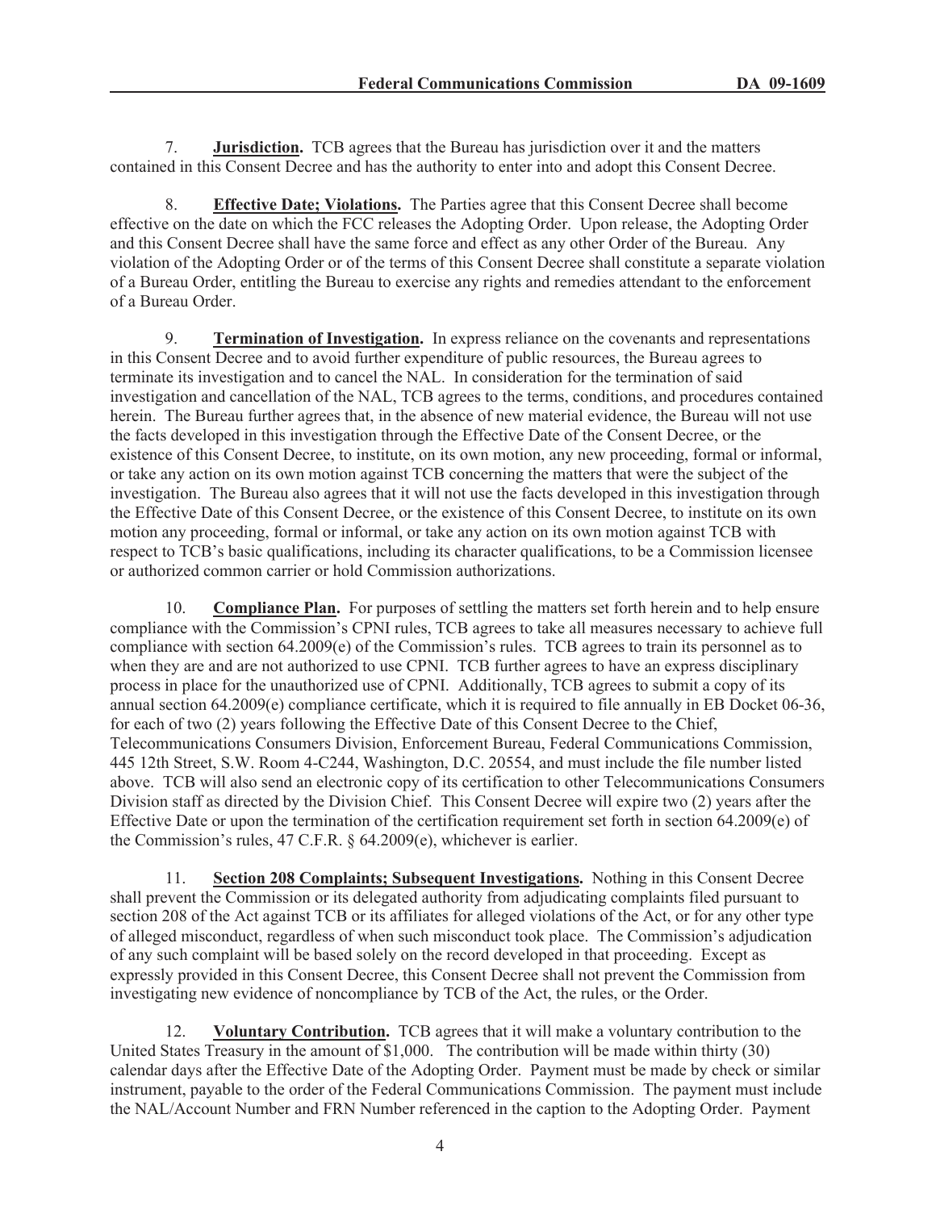7. **Jurisdiction.** TCB agrees that the Bureau has jurisdiction over it and the matters contained in this Consent Decree and has the authority to enter into and adopt this Consent Decree.

8. **Effective Date; Violations.** The Parties agree that this Consent Decree shall become effective on the date on which the FCC releases the Adopting Order. Upon release, the Adopting Order and this Consent Decree shall have the same force and effect as any other Order of the Bureau. Any violation of the Adopting Order or of the terms of this Consent Decree shall constitute a separate violation of a Bureau Order, entitling the Bureau to exercise any rights and remedies attendant to the enforcement of a Bureau Order.

9. **Termination of Investigation.** In express reliance on the covenants and representations in this Consent Decree and to avoid further expenditure of public resources, the Bureau agrees to terminate its investigation and to cancel the NAL. In consideration for the termination of said investigation and cancellation of the NAL, TCB agrees to the terms, conditions, and procedures contained herein. The Bureau further agrees that, in the absence of new material evidence, the Bureau will not use the facts developed in this investigation through the Effective Date of the Consent Decree, or the existence of this Consent Decree, to institute, on its own motion, any new proceeding, formal or informal, or take any action on its own motion against TCB concerning the matters that were the subject of the investigation. The Bureau also agrees that it will not use the facts developed in this investigation through the Effective Date of this Consent Decree, or the existence of this Consent Decree, to institute on its own motion any proceeding, formal or informal, or take any action on its own motion against TCB with respect to TCB's basic qualifications, including its character qualifications, to be a Commission licensee or authorized common carrier or hold Commission authorizations.

10. **Compliance Plan.** For purposes of settling the matters set forth herein and to help ensure compliance with the Commission's CPNI rules, TCB agrees to take all measures necessary to achieve full compliance with section 64.2009(e) of the Commission's rules. TCB agrees to train its personnel as to when they are and are not authorized to use CPNI. TCB further agrees to have an express disciplinary process in place for the unauthorized use of CPNI. Additionally, TCB agrees to submit a copy of its annual section 64.2009(e) compliance certificate, which it is required to file annually in EB Docket 06-36, for each of two (2) years following the Effective Date of this Consent Decree to the Chief, Telecommunications Consumers Division, Enforcement Bureau, Federal Communications Commission, 445 12th Street, S.W. Room 4-C244, Washington, D.C. 20554, and must include the file number listed above. TCB will also send an electronic copy of its certification to other Telecommunications Consumers Division staff as directed by the Division Chief. This Consent Decree will expire two (2) years after the Effective Date or upon the termination of the certification requirement set forth in section 64.2009(e) of the Commission's rules, 47 C.F.R. § 64.2009(e), whichever is earlier.

11. **Section 208 Complaints; Subsequent Investigations.** Nothing in this Consent Decree shall prevent the Commission or its delegated authority from adjudicating complaints filed pursuant to section 208 of the Act against TCB or its affiliates for alleged violations of the Act, or for any other type of alleged misconduct, regardless of when such misconduct took place. The Commission's adjudication of any such complaint will be based solely on the record developed in that proceeding. Except as expressly provided in this Consent Decree, this Consent Decree shall not prevent the Commission from investigating new evidence of noncompliance by TCB of the Act, the rules, or the Order.

12. **Voluntary Contribution.** TCB agrees that it will make a voluntary contribution to the United States Treasury in the amount of $1,000. The contribution will be made within thirty (30) calendar days after the Effective Date of the Adopting Order. Payment must be made by check or similar instrument, payable to the order of the Federal Communications Commission. The payment must include the NAL/Account Number and FRN Number referenced in the caption to the Adopting Order. Payment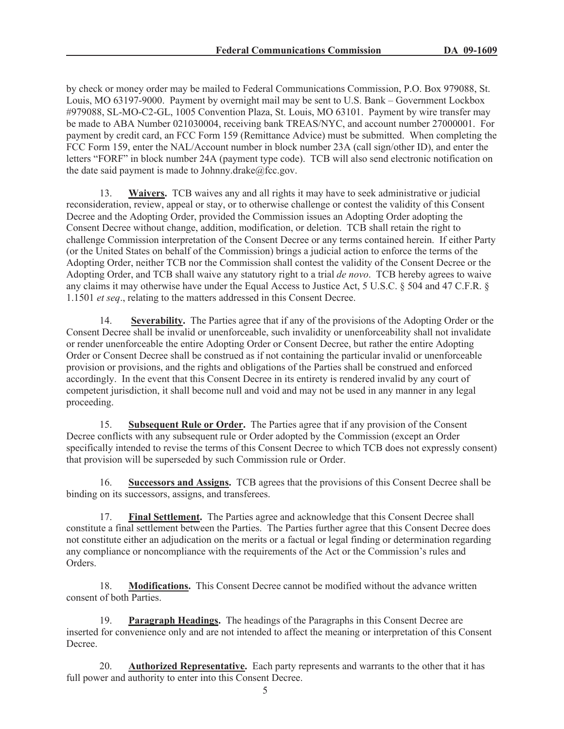by check or money order may be mailed to Federal Communications Commission, P.O. Box 979088, St. Louis, MO 63197-9000. Payment by overnight mail may be sent to U.S. Bank – Government Lockbox #979088, SL-MO-C2-GL, 1005 Convention Plaza, St. Louis, MO 63101. Payment by wire transfer may be made to ABA Number 021030004, receiving bank TREAS/NYC, and account number 27000001. For payment by credit card, an FCC Form 159 (Remittance Advice) must be submitted. When completing the FCC Form 159, enter the NAL/Account number in block number 23A (call sign/other ID), and enter the letters "FORF" in block number 24A (payment type code). TCB will also send electronic notification on the date said payment is made to Johnny.drake@fcc.gov.

13. **Waivers.** TCB waives any and all rights it may have to seek administrative or judicial reconsideration, review, appeal or stay, or to otherwise challenge or contest the validity of this Consent Decree and the Adopting Order, provided the Commission issues an Adopting Order adopting the Consent Decree without change, addition, modification, or deletion. TCB shall retain the right to challenge Commission interpretation of the Consent Decree or any terms contained herein. If either Party (or the United States on behalf of the Commission) brings a judicial action to enforce the terms of the Adopting Order, neither TCB nor the Commission shall contest the validity of the Consent Decree or the Adopting Order, and TCB shall waive any statutory right to a trial *de novo*. TCB hereby agrees to waive any claims it may otherwise have under the Equal Access to Justice Act, 5 U.S.C. § 504 and 47 C.F.R. § 1.1501 *et seq*., relating to the matters addressed in this Consent Decree.

14. **Severability.** The Parties agree that if any of the provisions of the Adopting Order or the Consent Decree shall be invalid or unenforceable, such invalidity or unenforceability shall not invalidate or render unenforceable the entire Adopting Order or Consent Decree, but rather the entire Adopting Order or Consent Decree shall be construed as if not containing the particular invalid or unenforceable provision or provisions, and the rights and obligations of the Parties shall be construed and enforced accordingly. In the event that this Consent Decree in its entirety is rendered invalid by any court of competent jurisdiction, it shall become null and void and may not be used in any manner in any legal proceeding.

15. **Subsequent Rule or Order.** The Parties agree that if any provision of the Consent Decree conflicts with any subsequent rule or Order adopted by the Commission (except an Order specifically intended to revise the terms of this Consent Decree to which TCB does not expressly consent) that provision will be superseded by such Commission rule or Order.

16. **Successors and Assigns.** TCB agrees that the provisions of this Consent Decree shall be binding on its successors, assigns, and transferees.

17. **Final Settlement.** The Parties agree and acknowledge that this Consent Decree shall constitute a final settlement between the Parties. The Parties further agree that this Consent Decree does not constitute either an adjudication on the merits or a factual or legal finding or determination regarding any compliance or noncompliance with the requirements of the Act or the Commission's rules and Orders.

18. **Modifications.** This Consent Decree cannot be modified without the advance written consent of both Parties.

19. **Paragraph Headings.** The headings of the Paragraphs in this Consent Decree are inserted for convenience only and are not intended to affect the meaning or interpretation of this Consent Decree.

20. **Authorized Representative.** Each party represents and warrants to the other that it has full power and authority to enter into this Consent Decree.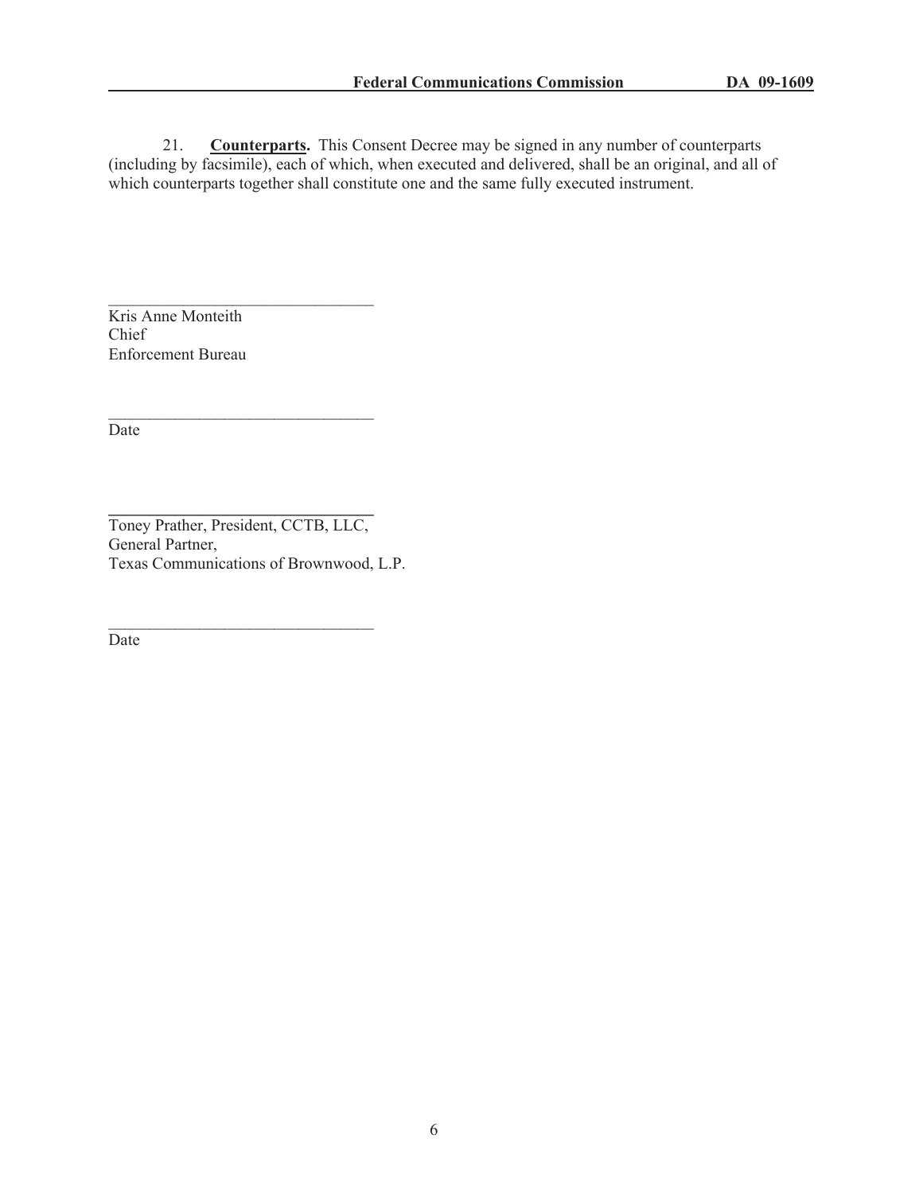21. **Counterparts.** This Consent Decree may be signed in any number of counterparts (including by facsimile), each of which, when executed and delivered, shall be an original, and all of which counterparts together shall constitute one and the same fully executed instrument.

\_\_\_\_\_\_\_\_\_\_\_\_\_\_\_\_\_\_\_\_\_\_\_\_\_\_\_\_\_\_\_\_

Kris Anne Monteith
Chief
Enforcement Bureau

\_\_\_\_\_\_\_\_\_\_\_\_\_\_\_\_\_\_\_\_\_\_\_\_\_\_\_\_\_\_\_\_

Date

\_\_\_\_\_\_\_\_\_\_\_\_\_\_\_\_\_\_\_\_\_\_\_\_\_\_\_\_\_\_\_\_

Toney Prather, President, CCTB, LLC,
General Partner,
Texas Communications of Brownwood, L.P.

\_\_\_\_\_\_\_\_\_\_\_\_\_\_\_\_\_\_\_\_\_\_\_\_\_\_\_\_\_\_\_\_

Date